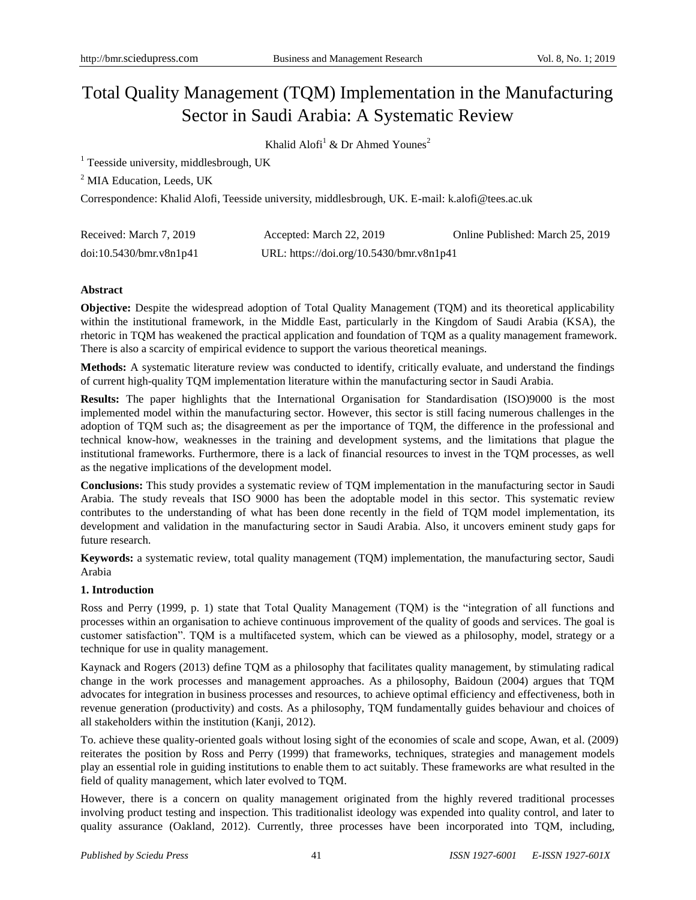# Total Quality Management (TQM) Implementation in the Manufacturing Sector in Saudi Arabia: A Systematic Review

Khalid Alofi[1] & Dr Ahmed Younes[2]

[1] Teesside university, middlesbrough, UK

[2] MIA Education, Leeds, UK

Correspondence: Khalid Alofi, Teesside university, middlesbrough, UK. E-mail: k.alofi@tees.ac.uk

Received: March 7, 2019    Accepted: March 22, 2019    Online Published: March 25, 2019

doi:10.5430/bmr.v8n1p41    URL: https://doi.org/10.5430/bmr.v8n1p41

**Abstract**

**Objective:** Despite the widespread adoption of Total Quality Management (TQM) and its theoretical applicability within the institutional framework, in the Middle East, particularly in the Kingdom of Saudi Arabia (KSA), the rhetoric in TQM has weakened the practical application and foundation of TQM as a quality management framework. There is also a scarcity of empirical evidence to support the various theoretical meanings.

**Methods:** A systematic literature review was conducted to identify, critically evaluate, and understand the findings of current high-quality TQM implementation literature within the manufacturing sector in Saudi Arabia.

**Results:** The paper highlights that the International Organisation for Standardisation (ISO)9000 is the most implemented model within the manufacturing sector. However, this sector is still facing numerous challenges in the adoption of TQM such as; the disagreement as per the importance of TQM, the difference in the professional and technical know-how, weaknesses in the training and development systems, and the limitations that plague the institutional frameworks. Furthermore, there is a lack of financial resources to invest in the TQM processes, as well as the negative implications of the development model.

**Conclusions:** This study provides a systematic review of TQM implementation in the manufacturing sector in Saudi Arabia. The study reveals that ISO 9000 has been the adoptable model in this sector. This systematic review contributes to the understanding of what has been done recently in the field of TQM model implementation, its development and validation in the manufacturing sector in Saudi Arabia. Also, it uncovers eminent study gaps for future research.

**Keywords:** a systematic review, total quality management (TQM) implementation, the manufacturing sector, Saudi Arabia

## 1. Introduction

Ross and Perry (1999, p. 1) state that Total Quality Management (TQM) is the "integration of all functions and processes within an organisation to achieve continuous improvement of the quality of goods and services. The goal is customer satisfaction". TQM is a multifaceted system, which can be viewed as a philosophy, model, strategy or a technique for use in quality management.

Kaynack and Rogers (2013) define TQM as a philosophy that facilitates quality management, by stimulating radical change in the work processes and management approaches. As a philosophy, Baidoun (2004) argues that TQM advocates for integration in business processes and resources, to achieve optimal efficiency and effectiveness, both in revenue generation (productivity) and costs. As a philosophy, TQM fundamentally guides behaviour and choices of all stakeholders within the institution (Kanji, 2012).

To. achieve these quality-oriented goals without losing sight of the economies of scale and scope, Awan, et al. (2009) reiterates the position by Ross and Perry (1999) that frameworks, techniques, strategies and management models play an essential role in guiding institutions to enable them to act suitably. These frameworks are what resulted in the field of quality management, which later evolved to TQM.

However, there is a concern on quality management originated from the highly revered traditional processes involving product testing and inspection. This traditionalist ideology was expended into quality control, and later to quality assurance (Oakland, 2012). Currently, three processes have been incorporated into TQM, including,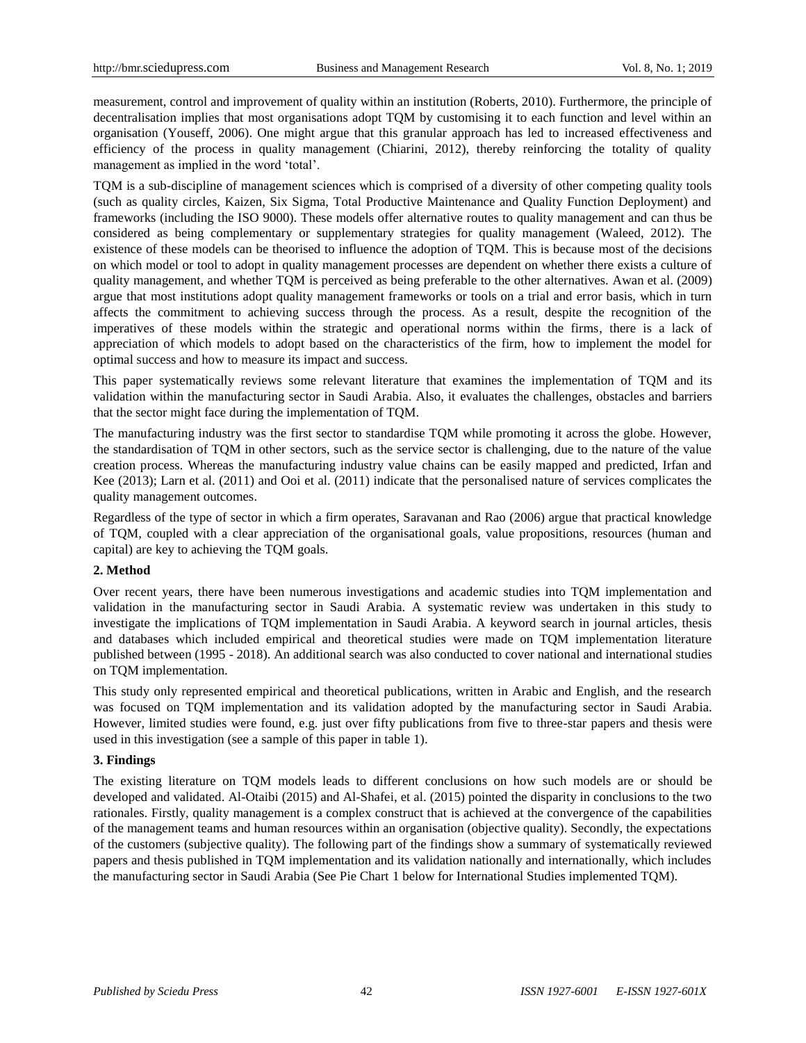measurement, control and improvement of quality within an institution (Roberts, 2010). Furthermore, the principle of decentralisation implies that most organisations adopt TQM by customising it to each function and level within an organisation (Youseff, 2006). One might argue that this granular approach has led to increased effectiveness and efficiency of the process in quality management (Chiarini, 2012), thereby reinforcing the totality of quality management as implied in the word 'total'.

TQM is a sub-discipline of management sciences which is comprised of a diversity of other competing quality tools (such as quality circles, Kaizen, Six Sigma, Total Productive Maintenance and Quality Function Deployment) and frameworks (including the ISO 9000). These models offer alternative routes to quality management and can thus be considered as being complementary or supplementary strategies for quality management (Waleed, 2012). The existence of these models can be theorised to influence the adoption of TQM. This is because most of the decisions on which model or tool to adopt in quality management processes are dependent on whether there exists a culture of quality management, and whether TQM is perceived as being preferable to the other alternatives. Awan et al. (2009) argue that most institutions adopt quality management frameworks or tools on a trial and error basis, which in turn affects the commitment to achieving success through the process. As a result, despite the recognition of the imperatives of these models within the strategic and operational norms within the firms, there is a lack of appreciation of which models to adopt based on the characteristics of the firm, how to implement the model for optimal success and how to measure its impact and success.

This paper systematically reviews some relevant literature that examines the implementation of TQM and its validation within the manufacturing sector in Saudi Arabia. Also, it evaluates the challenges, obstacles and barriers that the sector might face during the implementation of TQM.

The manufacturing industry was the first sector to standardise TQM while promoting it across the globe. However, the standardisation of TQM in other sectors, such as the service sector is challenging, due to the nature of the value creation process. Whereas the manufacturing industry value chains can be easily mapped and predicted, Irfan and Kee (2013); Larn et al. (2011) and Ooi et al. (2011) indicate that the personalised nature of services complicates the quality management outcomes.

Regardless of the type of sector in which a firm operates, Saravanan and Rao (2006) argue that practical knowledge of TQM, coupled with a clear appreciation of the organisational goals, value propositions, resources (human and capital) are key to achieving the TQM goals.

## 2. Method

Over recent years, there have been numerous investigations and academic studies into TQM implementation and validation in the manufacturing sector in Saudi Arabia. A systematic review was undertaken in this study to investigate the implications of TQM implementation in Saudi Arabia. A keyword search in journal articles, thesis and databases which included empirical and theoretical studies were made on TQM implementation literature published between (1995 - 2018). An additional search was also conducted to cover national and international studies on TQM implementation.

This study only represented empirical and theoretical publications, written in Arabic and English, and the research was focused on TQM implementation and its validation adopted by the manufacturing sector in Saudi Arabia. However, limited studies were found, e.g. just over fifty publications from five to three-star papers and thesis were used in this investigation (see a sample of this paper in table 1).

## 3. Findings

The existing literature on TQM models leads to different conclusions on how such models are or should be developed and validated. Al-Otaibi (2015) and Al-Shafei, et al. (2015) pointed the disparity in conclusions to the two rationales. Firstly, quality management is a complex construct that is achieved at the convergence of the capabilities of the management teams and human resources within an organisation (objective quality). Secondly, the expectations of the customers (subjective quality). The following part of the findings show a summary of systematically reviewed papers and thesis published in TQM implementation and its validation nationally and internationally, which includes the manufacturing sector in Saudi Arabia (See Pie Chart 1 below for International Studies implemented TQM).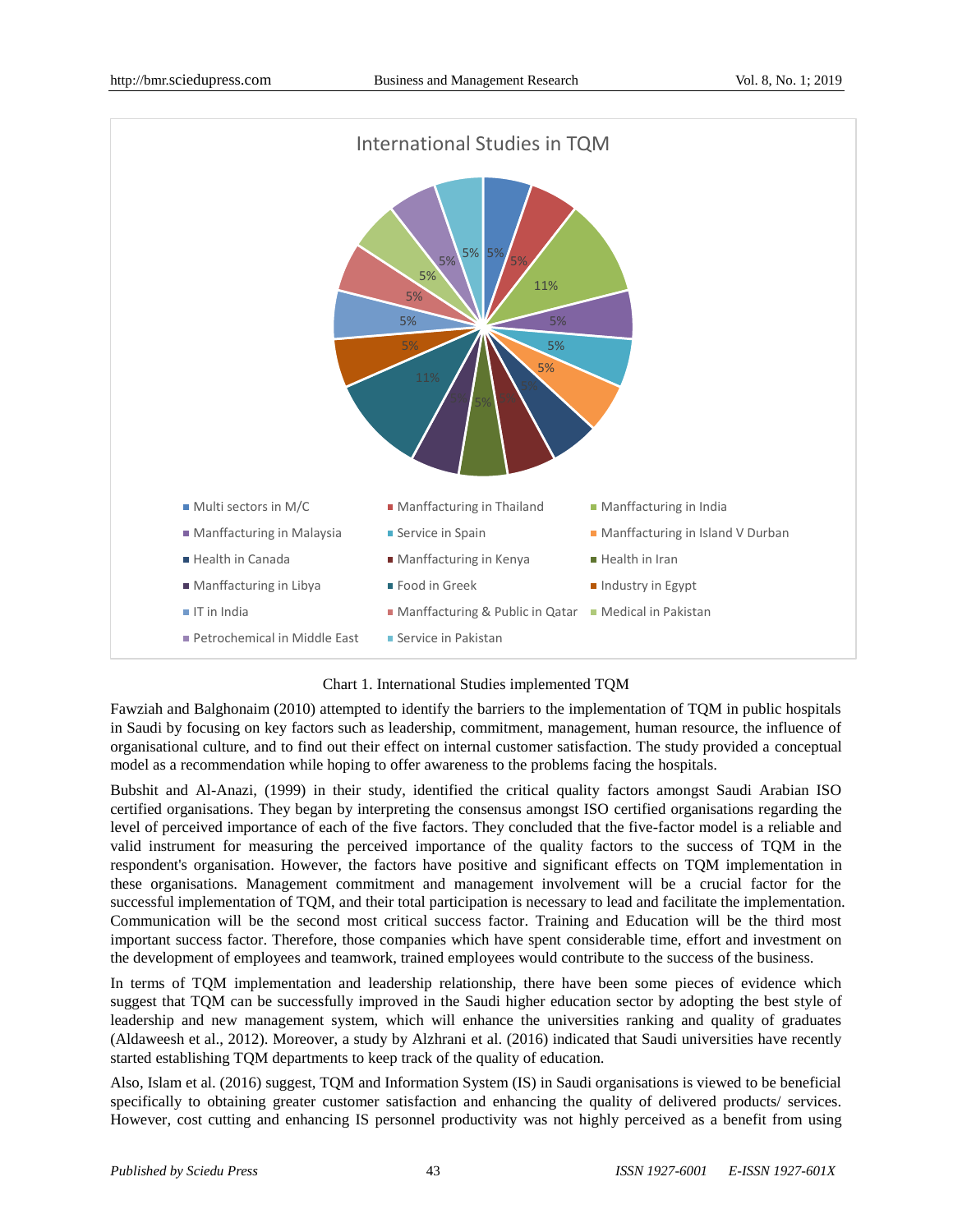International Studies in TQM

5% 5% 11% 5% 5% 5% 5% 5% 5% 5% 11% 5% 5% 5% 5% 5% 5%

- Multi sectors in M/C
- Manffacturing in Thailand
- Manffacturing in India
- Manffacturing in Malaysia
- Service in Spain
- Manffacturing in Island V Durban
- Health in Canada
- Manffacturing in Kenya
- Health in Iran
- Manffacturing in Libya
- Food in Greek
- Industry in Egypt
- IT in India
- Manffacturing & Public in Qatar
- Medical in Pakistan
- Petrochemical in Middle East
- Service in Pakistan

Chart 1. International Studies implemented TQM

Fawziah and Balghonaim (2010) attempted to identify the barriers to the implementation of TQM in public hospitals in Saudi by focusing on key factors such as leadership, commitment, management, human resource, the influence of organisational culture, and to find out their effect on internal customer satisfaction. The study provided a conceptual model as a recommendation while hoping to offer awareness to the problems facing the hospitals.

Bubshit and Al-Anazi, (1999) in their study, identified the critical quality factors amongst Saudi Arabian ISO certified organisations. They began by interpreting the consensus amongst ISO certified organisations regarding the level of perceived importance of each of the five factors. They concluded that the five-factor model is a reliable and valid instrument for measuring the perceived importance of the quality factors to the success of TQM in the respondent's organisation. However, the factors have positive and significant effects on TQM implementation in these organisations. Management commitment and management involvement will be a crucial factor for the successful implementation of TQM, and their total participation is necessary to lead and facilitate the implementation. Communication will be the second most critical success factor. Training and Education will be the third most important success factor. Therefore, those companies which have spent considerable time, effort and investment on the development of employees and teamwork, trained employees would contribute to the success of the business.

In terms of TQM implementation and leadership relationship, there have been some pieces of evidence which suggest that TQM can be successfully improved in the Saudi higher education sector by adopting the best style of leadership and new management system, which will enhance the universities ranking and quality of graduates (Aldaweesh et al., 2012). Moreover, a study by Alzhrani et al. (2016) indicated that Saudi universities have recently started establishing TQM departments to keep track of the quality of education.

Also, Islam et al. (2016) suggest, TQM and Information System (IS) in Saudi organisations is viewed to be beneficial specifically to obtaining greater customer satisfaction and enhancing the quality of delivered products/ services. However, cost cutting and enhancing IS personnel productivity was not highly perceived as a benefit from using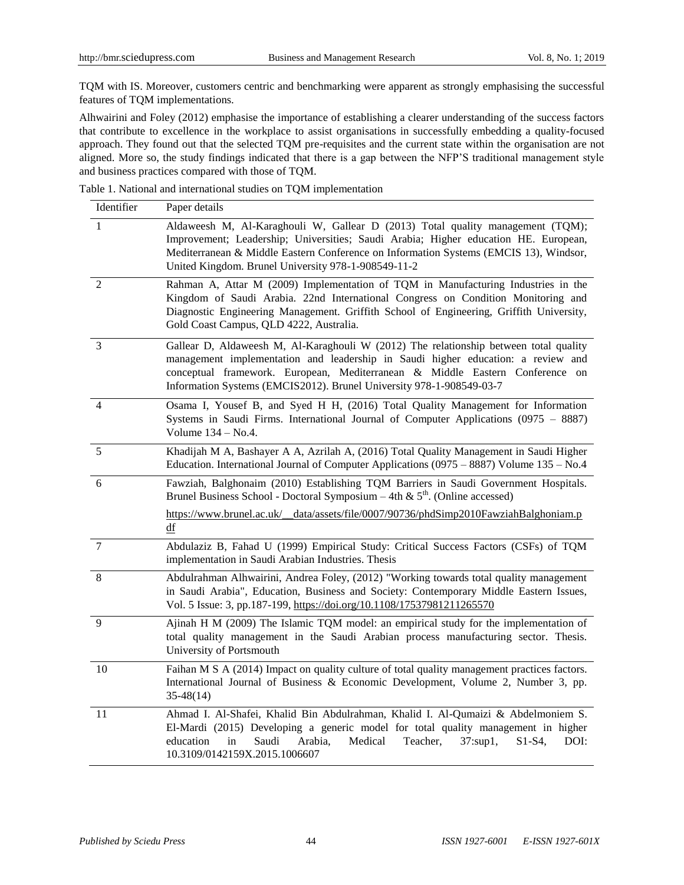TQM with IS. Moreover, customers centric and benchmarking were apparent as strongly emphasising the successful features of TQM implementations.

Alhwairini and Foley (2012) emphasise the importance of establishing a clearer understanding of the success factors that contribute to excellence in the workplace to assist organisations in successfully embedding a quality-focused approach. They found out that the selected TQM pre-requisites and the current state within the organisation are not aligned. More so, the study findings indicated that there is a gap between the NFP'S traditional management style and business practices compared with those of TQM.

Table 1. National and international studies on TQM implementation

| Identifier | Paper details |
|---|---|
| 1 | Aldaweesh M, Al-Karaghouli W, Gallear D (2013) Total quality management (TQM); Improvement; Leadership; Universities; Saudi Arabia; Higher education HE. European, Mediterranean & Middle Eastern Conference on Information Systems (EMCIS 13), Windsor, United Kingdom. Brunel University 978-1-908549-11-2 |
| 2 | Rahman A, Attar M (2009) Implementation of TQM in Manufacturing Industries in the Kingdom of Saudi Arabia. 22nd International Congress on Condition Monitoring and Diagnostic Engineering Management. Griffith School of Engineering, Griffith University, Gold Coast Campus, QLD 4222, Australia. |
| 3 | Gallear D, Aldaweesh M, Al-Karaghouli W (2012) The relationship between total quality management implementation and leadership in Saudi higher education: a review and conceptual framework. European, Mediterranean & Middle Eastern Conference on Information Systems (EMCIS2012). Brunel University 978-1-908549-03-7 |
| 4 | Osama I, Yousef B, and Syed H H, (2016) Total Quality Management for Information Systems in Saudi Firms. International Journal of Computer Applications (0975 – 8887) Volume 134 – No.4. |
| 5 | Khadijah M A, Bashayer A A, Azrilah A, (2016) Total Quality Management in Saudi Higher Education. International Journal of Computer Applications (0975 – 8887) Volume 135 – No.4 |
| 6 | Fawziah, Balghonaim (2010) Establishing TQM Barriers in Saudi Government Hospitals. Brunel Business School - Doctoral Symposium – 4th & 5th. (Online accessed) https://www.brunel.ac.uk/__data/assets/file/0007/90736/phdSimp2010FawziahBalghoniam.pdf |
| 7 | Abdulaziz B, Fahad U (1999) Empirical Study: Critical Success Factors (CSFs) of TQM implementation in Saudi Arabian Industries. Thesis |
| 8 | Abdulrahman Alhwairini, Andrea Foley, (2012) "Working towards total quality management in Saudi Arabia", Education, Business and Society: Contemporary Middle Eastern Issues, Vol. 5 Issue: 3, pp.187-199, https://doi.org/10.1108/17537981211265570 |
| 9 | Ajinah H M (2009) The Islamic TQM model: an empirical study for the implementation of total quality management in the Saudi Arabian process manufacturing sector. Thesis. University of Portsmouth |
| 10 | Faihan M S A (2014) Impact on quality culture of total quality management practices factors. International Journal of Business & Economic Development, Volume 2, Number 3, pp. 35-48(14) |
| 11 | Ahmad I. Al-Shafei, Khalid Bin Abdulrahman, Khalid I. Al-Qumaizi & Abdelmoniem S. El-Mardi (2015) Developing a generic model for total quality management in higher education in Saudi Arabia, Medical Teacher, 37:sup1, S1-S4, DOI: 10.3109/0142159X.2015.1006607 |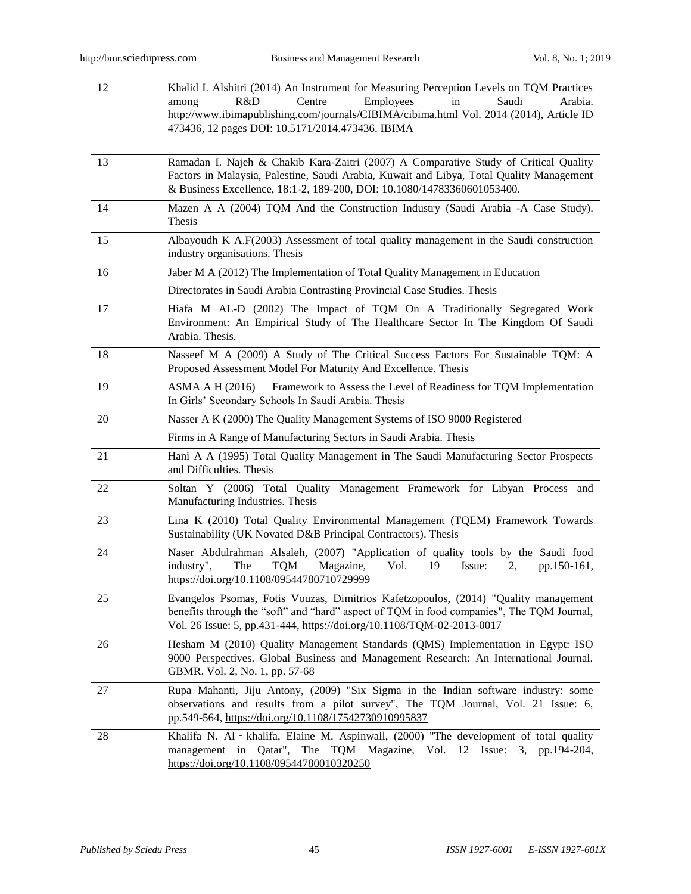| | |
|---|---|
| 12 | Khalid I. Alshitri (2014) An Instrument for Measuring Perception Levels on TQM Practices among R&D Centre Employees in Saudi Arabia. http://www.ibimapublishing.com/journals/CIBIMA/cibima.html Vol. 2014 (2014), Article ID 473436, 12 pages DOI: 10.5171/2014.473436. IBIMA |
| 13 | Ramadan I. Najeh & Chakib Kara-Zaitri (2007) A Comparative Study of Critical Quality Factors in Malaysia, Palestine, Saudi Arabia, Kuwait and Libya, Total Quality Management & Business Excellence, 18:1-2, 189-200, DOI: 10.1080/14783360601053400. |
| 14 | Mazen A A (2004) TQM And the Construction Industry (Saudi Arabia -A Case Study). Thesis |
| 15 | Albayoudh K A.F(2003) Assessment of total quality management in the Saudi construction industry organisations. Thesis |
| 16 | Jaber M A (2012) The Implementation of Total Quality Management in Education Directorates in Saudi Arabia Contrasting Provincial Case Studies. Thesis |
| 17 | Hiafa M AL-D (2002) The Impact of TQM On A Traditionally Segregated Work Environment: An Empirical Study of The Healthcare Sector In The Kingdom Of Saudi Arabia. Thesis. |
| 18 | Nasseef M A (2009) A Study of The Critical Success Factors For Sustainable TQM: A Proposed Assessment Model For Maturity And Excellence. Thesis |
| 19 | ASMA A H (2016) Framework to Assess the Level of Readiness for TQM Implementation In Girls' Secondary Schools In Saudi Arabia. Thesis |
| 20 | Nasser A K (2000) The Quality Management Systems of ISO 9000 Registered Firms in A Range of Manufacturing Sectors in Saudi Arabia. Thesis |
| 21 | Hani A A (1995) Total Quality Management in The Saudi Manufacturing Sector Prospects and Difficulties. Thesis |
| 22 | Soltan Y (2006) Total Quality Management Framework for Libyan Process and Manufacturing Industries. Thesis |
| 23 | Lina K (2010) Total Quality Environmental Management (TQEM) Framework Towards Sustainability (UK Novated D&B Principal Contractors). Thesis |
| 24 | Naser Abdulrahman Alsaleh, (2007) "Application of quality tools by the Saudi food industry", The TQM Magazine, Vol. 19 Issue: 2, pp.150-161, https://doi.org/10.1108/09544780710729999 |
| 25 | Evangelos Psomas, Fotis Vouzas, Dimitrios Kafetzopoulos, (2014) "Quality management benefits through the "soft" and "hard" aspect of TQM in food companies", The TQM Journal, Vol. 26 Issue: 5, pp.431-444, https://doi.org/10.1108/TQM-02-2013-0017 |
| 26 | Hesham M (2010) Quality Management Standards (QMS) Implementation in Egypt: ISO 9000 Perspectives. Global Business and Management Research: An International Journal. GBMR. Vol. 2, No. 1, pp. 57-68 |
| 27 | Rupa Mahanti, Jiju Antony, (2009) "Six Sigma in the Indian software industry: some observations and results from a pilot survey", The TQM Journal, Vol. 21 Issue: 6, pp.549-564, https://doi.org/10.1108/17542730910995837 |
| 28 | Khalifa N. Al‐khalifa, Elaine M. Aspinwall, (2000) "The development of total quality management in Qatar", The TQM Magazine, Vol. 12 Issue: 3, pp.194-204, https://doi.org/10.1108/09544780010320250 |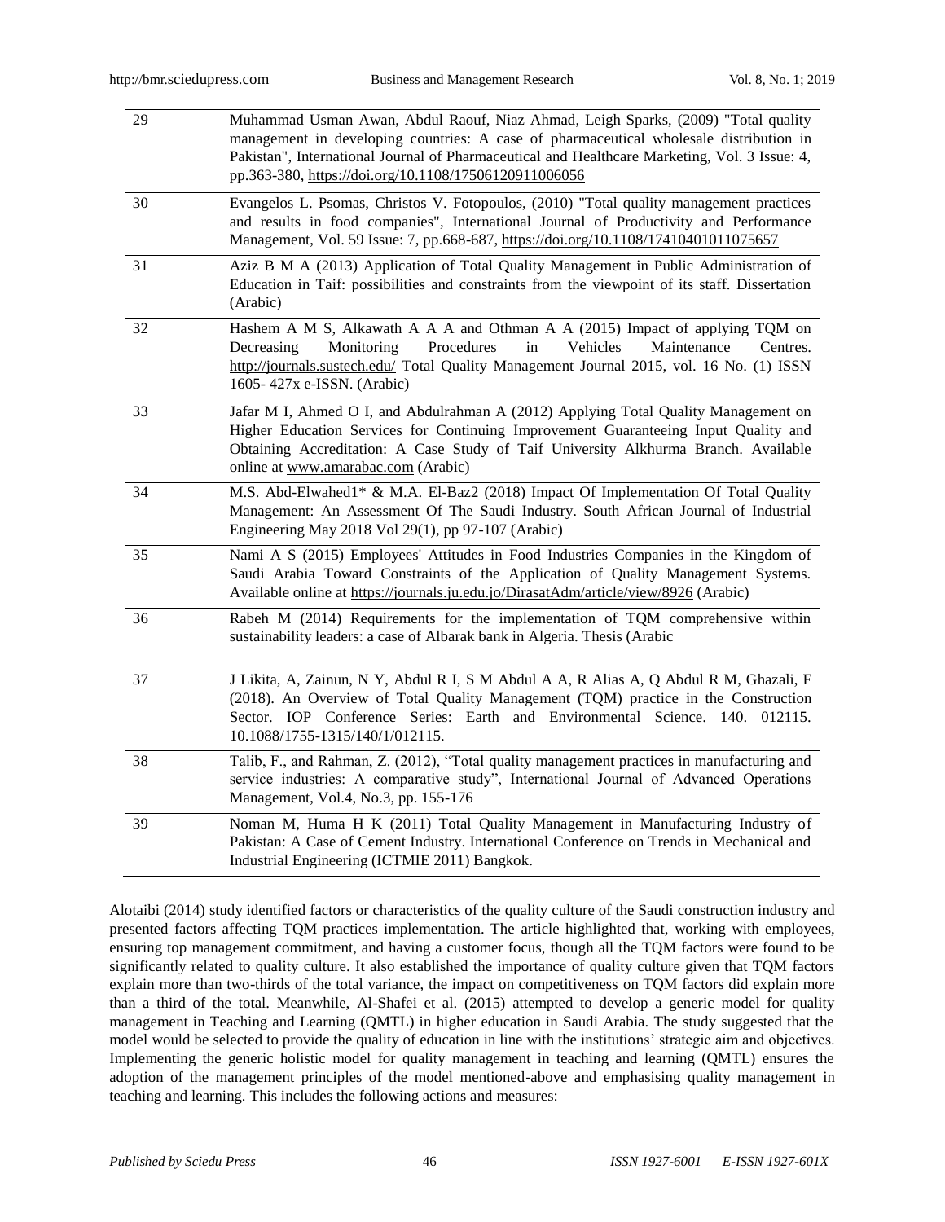| | |
|---|---|
| 29 | Muhammad Usman Awan, Abdul Raouf, Niaz Ahmad, Leigh Sparks, (2009) "Total quality management in developing countries: A case of pharmaceutical wholesale distribution in Pakistan", International Journal of Pharmaceutical and Healthcare Marketing, Vol. 3 Issue: 4, pp.363-380, https://doi.org/10.1108/17506120911006056 |
| 30 | Evangelos L. Psomas, Christos V. Fotopoulos, (2010) "Total quality management practices and results in food companies", International Journal of Productivity and Performance Management, Vol. 59 Issue: 7, pp.668-687, https://doi.org/10.1108/17410401011075657 |
| 31 | Aziz B M A (2013) Application of Total Quality Management in Public Administration of Education in Taif: possibilities and constraints from the viewpoint of its staff. Dissertation (Arabic) |
| 32 | Hashem A M S, Alkawath A A A and Othman A A (2015) Impact of applying TQM on Decreasing Monitoring Procedures in Vehicles Maintenance Centres. http://journals.sustech.edu/ Total Quality Management Journal 2015, vol. 16 No. (1) ISSN 1605- 427x e-ISSN. (Arabic) |
| 33 | Jafar M I, Ahmed O I, and Abdulrahman A (2012) Applying Total Quality Management on Higher Education Services for Continuing Improvement Guaranteeing Input Quality and Obtaining Accreditation: A Case Study of Taif University Alkhurma Branch. Available online at www.amarabac.com (Arabic) |
| 34 | M.S. Abd-Elwahed1* & M.A. El-Baz2 (2018) Impact Of Implementation Of Total Quality Management: An Assessment Of The Saudi Industry. South African Journal of Industrial Engineering May 2018 Vol 29(1), pp 97-107 (Arabic) |
| 35 | Nami A S (2015) Employees' Attitudes in Food Industries Companies in the Kingdom of Saudi Arabia Toward Constraints of the Application of Quality Management Systems. Available online at https://journals.ju.edu.jo/DirasatAdm/article/view/8926 (Arabic) |
| 36 | Rabeh M (2014) Requirements for the implementation of TQM comprehensive within sustainability leaders: a case of Albarak bank in Algeria. Thesis (Arabic |
| 37 | J Likita, A, Zainun, N Y, Abdul R I, S M Abdul A A, R Alias A, Q Abdul R M, Ghazali, F (2018). An Overview of Total Quality Management (TQM) practice in the Construction Sector. IOP Conference Series: Earth and Environmental Science. 140. 012115. 10.1088/1755-1315/140/1/012115. |
| 38 | Talib, F., and Rahman, Z. (2012), "Total quality management practices in manufacturing and service industries: A comparative study", International Journal of Advanced Operations Management, Vol.4, No.3, pp. 155-176 |
| 39 | Noman M, Huma H K (2011) Total Quality Management in Manufacturing Industry of Pakistan: A Case of Cement Industry. International Conference on Trends in Mechanical and Industrial Engineering (ICTMIE 2011) Bangkok. |

Alotaibi (2014) study identified factors or characteristics of the quality culture of the Saudi construction industry and presented factors affecting TQM practices implementation. The article highlighted that, working with employees, ensuring top management commitment, and having a customer focus, though all the TQM factors were found to be significantly related to quality culture. It also established the importance of quality culture given that TQM factors explain more than two-thirds of the total variance, the impact on competitiveness on TQM factors did explain more than a third of the total. Meanwhile, Al-Shafei et al. (2015) attempted to develop a generic model for quality management in Teaching and Learning (QMTL) in higher education in Saudi Arabia. The study suggested that the model would be selected to provide the quality of education in line with the institutions' strategic aim and objectives. Implementing the generic holistic model for quality management in teaching and learning (QMTL) ensures the adoption of the management principles of the model mentioned-above and emphasising quality management in teaching and learning. This includes the following actions and measures: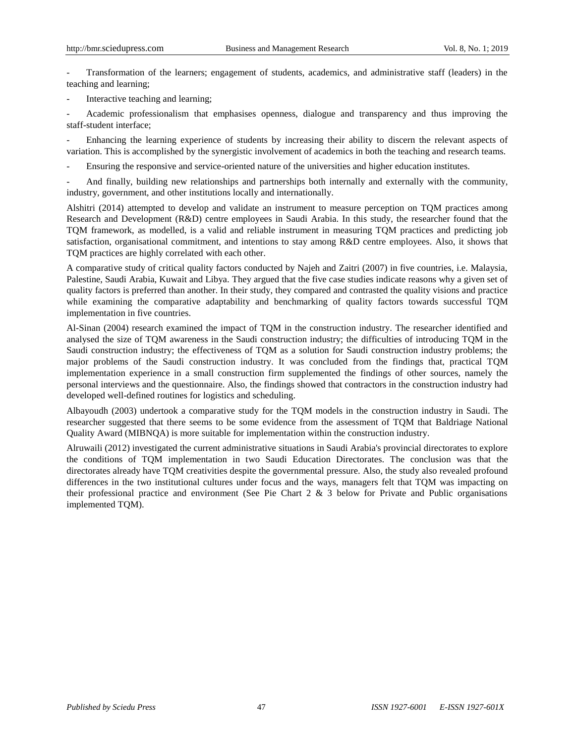- Transformation of the learners; engagement of students, academics, and administrative staff (leaders) in the teaching and learning;

- Interactive teaching and learning;

- Academic professionalism that emphasises openness, dialogue and transparency and thus improving the staff-student interface;

- Enhancing the learning experience of students by increasing their ability to discern the relevant aspects of variation. This is accomplished by the synergistic involvement of academics in both the teaching and research teams.

- Ensuring the responsive and service-oriented nature of the universities and higher education institutes.

- And finally, building new relationships and partnerships both internally and externally with the community, industry, government, and other institutions locally and internationally.

Alshitri (2014) attempted to develop and validate an instrument to measure perception on TQM practices among Research and Development (R&D) centre employees in Saudi Arabia. In this study, the researcher found that the TQM framework, as modelled, is a valid and reliable instrument in measuring TQM practices and predicting job satisfaction, organisational commitment, and intentions to stay among R&D centre employees. Also, it shows that TQM practices are highly correlated with each other.

A comparative study of critical quality factors conducted by Najeh and Zaitri (2007) in five countries, i.e. Malaysia, Palestine, Saudi Arabia, Kuwait and Libya. They argued that the five case studies indicate reasons why a given set of quality factors is preferred than another. In their study, they compared and contrasted the quality visions and practice while examining the comparative adaptability and benchmarking of quality factors towards successful TQM implementation in five countries.

Al-Sinan (2004) research examined the impact of TQM in the construction industry. The researcher identified and analysed the size of TQM awareness in the Saudi construction industry; the difficulties of introducing TQM in the Saudi construction industry; the effectiveness of TQM as a solution for Saudi construction industry problems; the major problems of the Saudi construction industry. It was concluded from the findings that, practical TQM implementation experience in a small construction firm supplemented the findings of other sources, namely the personal interviews and the questionnaire. Also, the findings showed that contractors in the construction industry had developed well-defined routines for logistics and scheduling.

Albayoudh (2003) undertook a comparative study for the TQM models in the construction industry in Saudi. The researcher suggested that there seems to be some evidence from the assessment of TQM that Baldriage National Quality Award (MIBNQA) is more suitable for implementation within the construction industry.

Alruwaili (2012) investigated the current administrative situations in Saudi Arabia's provincial directorates to explore the conditions of TQM implementation in two Saudi Education Directorates. The conclusion was that the directorates already have TQM creativities despite the governmental pressure. Also, the study also revealed profound differences in the two institutional cultures under focus and the ways, managers felt that TQM was impacting on their professional practice and environment (See Pie Chart 2 & 3 below for Private and Public organisations implemented TQM).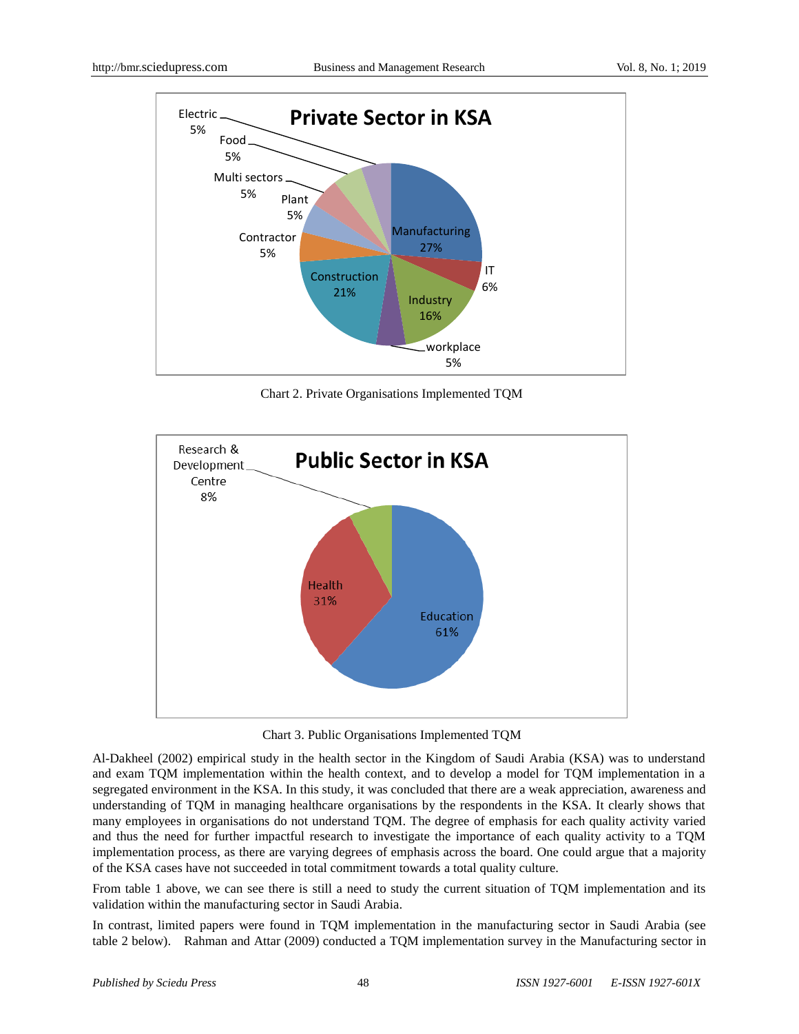Chart 2. Private Organisations Implemented TQM

Chart 3. Public Organisations Implemented TQM

Al-Dakheel (2002) empirical study in the health sector in the Kingdom of Saudi Arabia (KSA) was to understand and exam TQM implementation within the health context, and to develop a model for TQM implementation in a segregated environment in the KSA. In this study, it was concluded that there are a weak appreciation, awareness and understanding of TQM in managing healthcare organisations by the respondents in the KSA. It clearly shows that many employees in organisations do not understand TQM. The degree of emphasis for each quality activity varied and thus the need for further impactful research to investigate the importance of each quality activity to a TQM implementation process, as there are varying degrees of emphasis across the board. One could argue that a majority of the KSA cases have not succeeded in total commitment towards a total quality culture.

From table 1 above, we can see there is still a need to study the current situation of TQM implementation and its validation within the manufacturing sector in Saudi Arabia.

In contrast, limited papers were found in TQM implementation in the manufacturing sector in Saudi Arabia (see table 2 below). Rahman and Attar (2009) conducted a TQM implementation survey in the Manufacturing sector in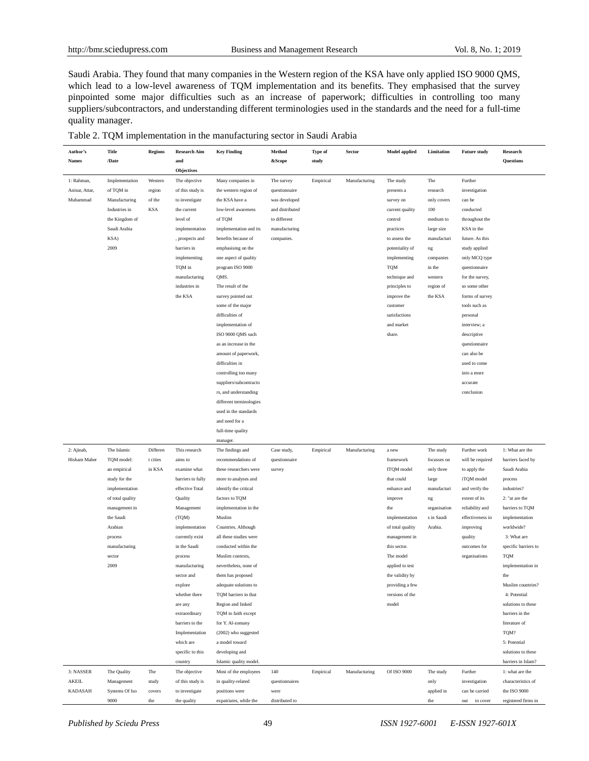Saudi Arabia. They found that many companies in the Western region of the KSA have only applied ISO 9000 QMS, which lead to a low-level awareness of TQM implementation and its benefits. They emphasised that the survey pinpointed some major difficulties such as an increase of paperwork; difficulties in controlling too many suppliers/subcontractors, and understanding different terminologies used in the standards and the need for a full-time quality manager.

Table 2. TQM implementation in the manufacturing sector in Saudi Arabia

| Author's Names | Title /Date | Regions | Research Aim and Objectives | Key Finding | Method &Scope | Type of study | Sector | Model applied | Limitation | Future study | Research Questions |
|---|---|---|---|---|---|---|---|---|---|---|---|
| 1: Rahman, Anisur, Attar, Muhammad | Implementation of TQM in Manufacturing Industries in the Kingdom of Saudi Arabia KSA) 2009 | Western region of the KSA | The objective of this study is to investigate the current level of implementation , prospects and barriers in implementing TQM in manufacturing industries in the KSA | Many companies in the western region of the KSA have a low-level awareness of TQM implementation and its benefits because of emphasising on the one aspect of quality program ISO 9000 QMS. The result of the survey pointed out some of the major difficulties of implementation of ISO 9000 QMS such as an increase in the amount of paperwork, difficulties in controlling too many suppliers/subcontractors, and understanding different terminologies used in the standards and need for a full-time quality manager. | The survey questionnaire was developed and distributed to different manufacturing companies. | Empirical | Manufacturing | The study presents a survey on current quality control practices to assess the potentiality of implementing TQM technique and principles to improve the customer satisfactions and market share. | The research only covers 100 medium to large size manufacturing companies in the western region of the KSA | Further investigation can be conducted throughout the KSA in the future. As this study applied only MCQ type questionnaire for the survey, so some other forms of survey tools such as personal interview; a descriptive questionnaire can also be used to come into a more accurate conclusion | |
| 2: Ajinah, Hisham Maher | The Islamic TQM model: an empirical study for the implementation of total quality management in the Saudi Arabian process manufacturing sector 2009 | Different cities in KSA | This research aims to examine what barriers to fully effective Total Quality Management (TQM) implementation currently exist in the Saudi process manufacturing sector and explore whether there are any extraordinary barriers to the Implementation which are specific to this country | The findings and recommendations of these researchers were more to analyses and identify the critical factors to TQM implementation in the Muslim Countries. Although all these studies were conducted within the Muslim contexts, nevertheless, none of them has proposed adequate solutions to TQM barriers in that Region and linked TQM to faith except for Y. Al-zomany (2002) who suggested a model toward developing and Islamic quality model. | Case study, questionnaire survey | Empirical | Manufacturing | a new framework ITQM model that could enhance and improve the implementation of total quality management in this sector. The model applied to test the validity by providing a few versions of the model | The study focusses on only three large manufacturing organisations in Saudi Arabia. | Further work will be required to apply the iTQM model and verify the extent of its reliability and effectiveness in improving quality outcomes for organisations | 1: What are the barriers faced by Saudi Arabia process industries? 2: "at are the barriers to TQM implementation worldwide? 3: What are specific barriers to TQM implementation in the Muslim countries? 4: Potential solutions to these barriers in the literature of TQM? 5: Potential solutions to these barriers in Islam? |
| 3: NASSER AKEIL KADASAH | The Quality Management Systems Of Iso 9000 | The study covers the | The objective of this study is to investigate the quality | Most of the employees in quality-related positions were expatriates, while the | 140 questionnaires were distributed to | Empirical | Manufacturing | Of ISO 9000 | The study only applied in the | Further investigation can be carried out to cover | 1: what are the characteristics of the ISO 9000 registered firms in |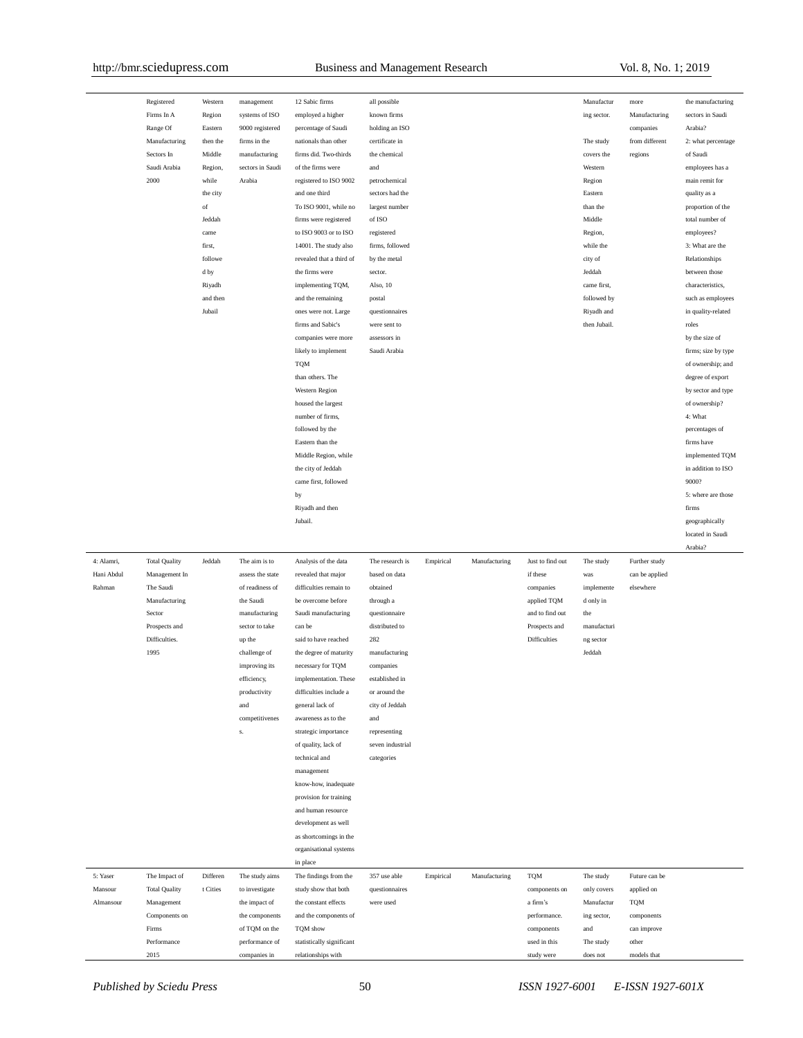| | | | | | | | | | | | |
|---|---|---|---|---|---|---|---|---|---|---|---|
| | Registered Firms In A Range Of Manufacturing Sectors In Saudi Arabia 2000 | Western Region Eastern then the Middle Region, while the city of Jeddah came first, followed by Riyadh and then Jubail | management systems of ISO 9000 registered firms in the manufacturing sectors in Saudi Arabia | 12 Sabic firms employed a higher percentage of Saudi nationals than other firms did. Two-thirds of the firms were registered to ISO 9002 and one third To ISO 9001, while no firms were registered to ISO 9003 or to ISO 14001. The study also revealed that a third of the firms were implementing TQM, and the remaining ones were not. Large firms and Sabic's companies were more likely to implement TQM than others. The Western Region housed the largest number of firms, followed by the Eastern than the Middle Region, while the city of Jeddah came first, followed by Riyadh and then Jubail. | all possible known firms holding an ISO certificate in the chemical and petrochemical sectors had the largest number of ISO registered firms, followed by the metal sector. Also, 10 postal questionnaires were sent to assessors in Saudi Arabia | | | | Manufacturing sector. The study covers the Western Region Eastern than the Middle Region, while the city of Jeddah came first, followed by Riyadh and then Jubail. | more Manufacturing companies from different regions | the manufacturing sectors in Saudi Arabia? 2: what percentage of Saudi employees has a main remit for quality as a proportion of the total number of employees? 3: What are the Relationships between those characteristics, such as employees in quality-related roles by the size of firms; size by type of ownership; and degree of export by sector and type of ownership? 4: What percentages of firms have implemented TQM in addition to ISO 9000? 5: where are those firms geographically located in Saudi Arabia? |
| 4: Alamri, Hani Abdul Rahman | Total Quality Management In The Saudi Manufacturing Sector Prospects and Difficulties. 1995 | Jeddah | The aim is to assess the state of readiness of the Saudi manufacturing sector to take up the challenge of improving its efficiency, productivity and competitiveness. | Analysis of the data revealed that major difficulties remain to be overcome before Saudi manufacturing can be said to have reached the degree of maturity necessary for TQM implementation. These difficulties include a general lack of awareness as to the strategic importance of quality, lack of technical and management know-how, inadequate provision for training and human resource development as well as shortcomings in the organisational systems in place | The research is based on data obtained through a questionnaire distributed to 282 manufacturing companies established in or around the city of Jeddah and representing seven industrial categories | Empirical | Manufacturing | Just to find out if these companies applied TQM and to find out Prospects and Difficulties | The study was implemented only in the manufacturing sector Jeddah | Further study can be applied elsewhere | |
| 5: Yaser Mansour Almansour | The Impact of Total Quality Management Components on Firms Performance 2015 | Different Cities | The study aims to investigate the impact of the components of TQM on the performance of companies in | The findings from the study show that both the constant effects and the components of TQM show statistically significant relationships with | 357 use able questionnaires were used | Empirical | Manufacturing | TQM components on a firm's performance. components used in this study were | The study only covers Manufacturing sector, and The study does not | Future can be applied on TQM components can improve other models that | |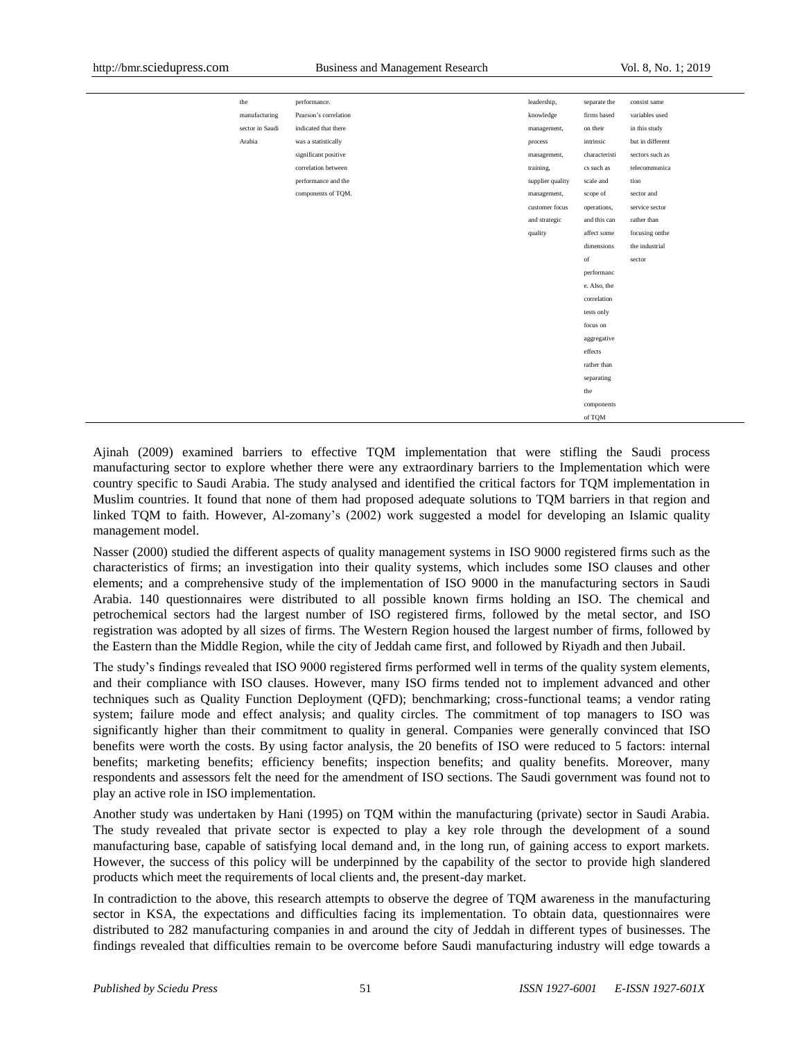| | | | | | |
|---|---|---|---|---|---|
| | the manufacturing sector in Saudi Arabia | performance. Pearson's correlation indicated that there was a statistically significant positive correlation between performance and the components of TQM. | leadership, knowledge management, process management, training, supplier quality management, customer focus and strategic quality | separate the firms based on their intrinsic characteristics such as scale and scope of operations, and this can affect some dimensions of performance. Also, the correlation tests only focus on aggregative effects rather than separating the components of TQM | consist same variables used in this study but in different sectors such as telecommunication sector and service sector rather than focusing onthe the industrial sector |

Ajinah (2009) examined barriers to effective TQM implementation that were stifling the Saudi process manufacturing sector to explore whether there were any extraordinary barriers to the Implementation which were country specific to Saudi Arabia. The study analysed and identified the critical factors for TQM implementation in Muslim countries. It found that none of them had proposed adequate solutions to TQM barriers in that region and linked TQM to faith. However, Al-zomany's (2002) work suggested a model for developing an Islamic quality management model.

Nasser (2000) studied the different aspects of quality management systems in ISO 9000 registered firms such as the characteristics of firms; an investigation into their quality systems, which includes some ISO clauses and other elements; and a comprehensive study of the implementation of ISO 9000 in the manufacturing sectors in Saudi Arabia. 140 questionnaires were distributed to all possible known firms holding an ISO. The chemical and petrochemical sectors had the largest number of ISO registered firms, followed by the metal sector, and ISO registration was adopted by all sizes of firms. The Western Region housed the largest number of firms, followed by the Eastern than the Middle Region, while the city of Jeddah came first, and followed by Riyadh and then Jubail.

The study's findings revealed that ISO 9000 registered firms performed well in terms of the quality system elements, and their compliance with ISO clauses. However, many ISO firms tended not to implement advanced and other techniques such as Quality Function Deployment (QFD); benchmarking; cross-functional teams; a vendor rating system; failure mode and effect analysis; and quality circles. The commitment of top managers to ISO was significantly higher than their commitment to quality in general. Companies were generally convinced that ISO benefits were worth the costs. By using factor analysis, the 20 benefits of ISO were reduced to 5 factors: internal benefits; marketing benefits; efficiency benefits; inspection benefits; and quality benefits. Moreover, many respondents and assessors felt the need for the amendment of ISO sections. The Saudi government was found not to play an active role in ISO implementation.

Another study was undertaken by Hani (1995) on TQM within the manufacturing (private) sector in Saudi Arabia. The study revealed that private sector is expected to play a key role through the development of a sound manufacturing base, capable of satisfying local demand and, in the long run, of gaining access to export markets. However, the success of this policy will be underpinned by the capability of the sector to provide high slandered products which meet the requirements of local clients and, the present-day market.

In contradiction to the above, this research attempts to observe the degree of TQM awareness in the manufacturing sector in KSA, the expectations and difficulties facing its implementation. To obtain data, questionnaires were distributed to 282 manufacturing companies in and around the city of Jeddah in different types of businesses. The findings revealed that difficulties remain to be overcome before Saudi manufacturing industry will edge towards a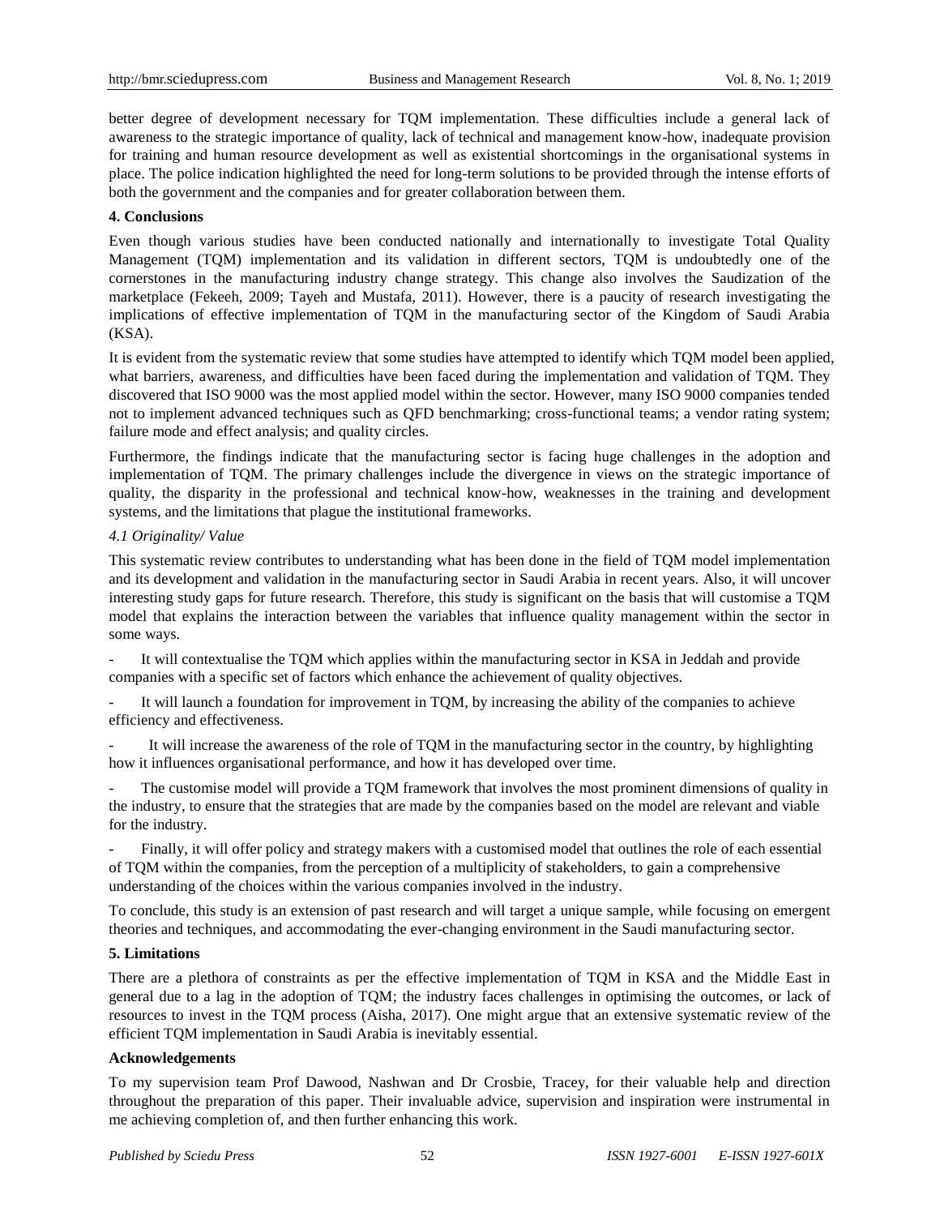better degree of development necessary for TQM implementation. These difficulties include a general lack of awareness to the strategic importance of quality, lack of technical and management know-how, inadequate provision for training and human resource development as well as existential shortcomings in the organisational systems in place. The police indication highlighted the need for long-term solutions to be provided through the intense efforts of both the government and the companies and for greater collaboration between them.

## 4. Conclusions

Even though various studies have been conducted nationally and internationally to investigate Total Quality Management (TQM) implementation and its validation in different sectors, TQM is undoubtedly one of the cornerstones in the manufacturing industry change strategy. This change also involves the Saudization of the marketplace (Fekeeh, 2009; Tayeh and Mustafa, 2011). However, there is a paucity of research investigating the implications of effective implementation of TQM in the manufacturing sector of the Kingdom of Saudi Arabia (KSA).

It is evident from the systematic review that some studies have attempted to identify which TQM model been applied, what barriers, awareness, and difficulties have been faced during the implementation and validation of TQM. They discovered that ISO 9000 was the most applied model within the sector. However, many ISO 9000 companies tended not to implement advanced techniques such as QFD benchmarking; cross-functional teams; a vendor rating system; failure mode and effect analysis; and quality circles.

Furthermore, the findings indicate that the manufacturing sector is facing huge challenges in the adoption and implementation of TQM. The primary challenges include the divergence in views on the strategic importance of quality, the disparity in the professional and technical know-how, weaknesses in the training and development systems, and the limitations that plague the institutional frameworks.

### *4.1 Originality/ Value*

This systematic review contributes to understanding what has been done in the field of TQM model implementation and its development and validation in the manufacturing sector in Saudi Arabia in recent years. Also, it will uncover interesting study gaps for future research. Therefore, this study is significant on the basis that will customise a TQM model that explains the interaction between the variables that influence quality management within the sector in some ways.

- It will contextualise the TQM which applies within the manufacturing sector in KSA in Jeddah and provide companies with a specific set of factors which enhance the achievement of quality objectives.
- It will launch a foundation for improvement in TQM, by increasing the ability of the companies to achieve efficiency and effectiveness.
- It will increase the awareness of the role of TQM in the manufacturing sector in the country, by highlighting how it influences organisational performance, and how it has developed over time.
- The customise model will provide a TQM framework that involves the most prominent dimensions of quality in the industry, to ensure that the strategies that are made by the companies based on the model are relevant and viable for the industry.
- Finally, it will offer policy and strategy makers with a customised model that outlines the role of each essential of TQM within the companies, from the perception of a multiplicity of stakeholders, to gain a comprehensive understanding of the choices within the various companies involved in the industry.

To conclude, this study is an extension of past research and will target a unique sample, while focusing on emergent theories and techniques, and accommodating the ever-changing environment in the Saudi manufacturing sector.

## 5. Limitations

There are a plethora of constraints as per the effective implementation of TQM in KSA and the Middle East in general due to a lag in the adoption of TQM; the industry faces challenges in optimising the outcomes, or lack of resources to invest in the TQM process (Aisha, 2017). One might argue that an extensive systematic review of the efficient TQM implementation in Saudi Arabia is inevitably essential.

## Acknowledgements

To my supervision team Prof Dawood, Nashwan and Dr Crosbie, Tracey, for their valuable help and direction throughout the preparation of this paper. Their invaluable advice, supervision and inspiration were instrumental in me achieving completion of, and then further enhancing this work.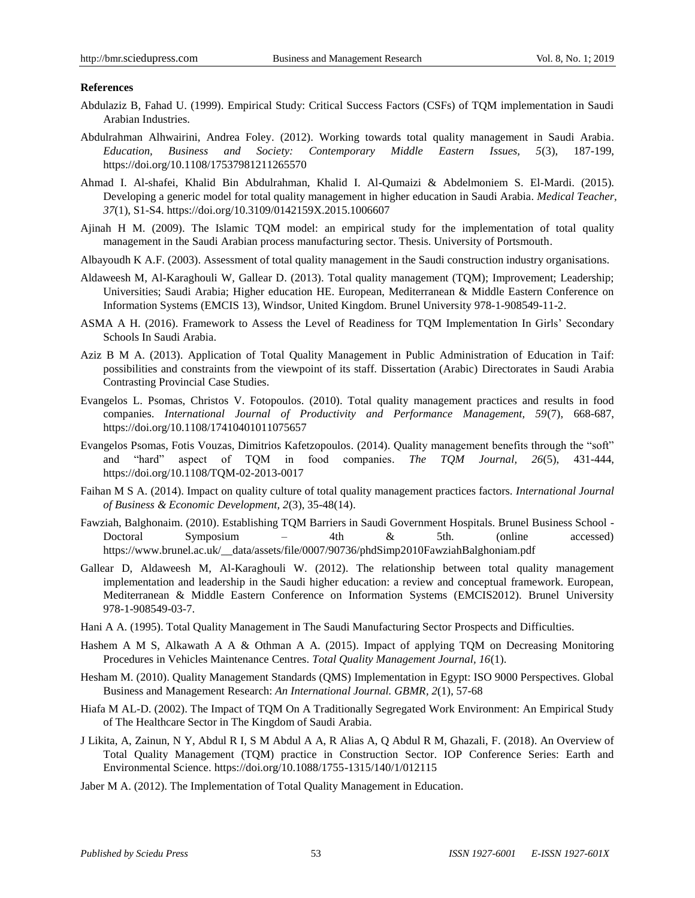**References**

Abdulaziz B, Fahad U. (1999). Empirical Study: Critical Success Factors (CSFs) of TQM implementation in Saudi Arabian Industries.

Abdulrahman Alhwairini, Andrea Foley. (2012). Working towards total quality management in Saudi Arabia. *Education, Business and Society: Contemporary Middle Eastern Issues, 5*(3), 187-199, https://doi.org/10.1108/17537981211265570

Ahmad I. Al-shafei, Khalid Bin Abdulrahman, Khalid I. Al-Qumaizi & Abdelmoniem S. El-Mardi. (2015). Developing a generic model for total quality management in higher education in Saudi Arabia. *Medical Teacher, 37*(1), S1-S4. https://doi.org/10.3109/0142159X.2015.1006607

Ajinah H M. (2009). The Islamic TQM model: an empirical study for the implementation of total quality management in the Saudi Arabian process manufacturing sector. Thesis. University of Portsmouth.

Albayoudh K A.F. (2003). Assessment of total quality management in the Saudi construction industry organisations.

Aldaweesh M, Al-Karaghouli W, Gallear D. (2013). Total quality management (TQM); Improvement; Leadership; Universities; Saudi Arabia; Higher education HE. European, Mediterranean & Middle Eastern Conference on Information Systems (EMCIS 13), Windsor, United Kingdom. Brunel University 978-1-908549-11-2.

ASMA A H. (2016). Framework to Assess the Level of Readiness for TQM Implementation In Girls' Secondary Schools In Saudi Arabia.

Aziz B M A. (2013). Application of Total Quality Management in Public Administration of Education in Taif: possibilities and constraints from the viewpoint of its staff. Dissertation (Arabic) Directorates in Saudi Arabia Contrasting Provincial Case Studies.

Evangelos L. Psomas, Christos V. Fotopoulos. (2010). Total quality management practices and results in food companies. *International Journal of Productivity and Performance Management, 59*(7), 668-687, https://doi.org/10.1108/17410401011075657

Evangelos Psomas, Fotis Vouzas, Dimitrios Kafetzopoulos. (2014). Quality management benefits through the "soft" and "hard" aspect of TQM in food companies. *The TQM Journal, 26*(5), 431-444, https://doi.org/10.1108/TQM-02-2013-0017

Faihan M S A. (2014). Impact on quality culture of total quality management practices factors. *International Journal of Business & Economic Development, 2*(3), 35-48(14).

Fawziah, Balghonaim. (2010). Establishing TQM Barriers in Saudi Government Hospitals. Brunel Business School - Doctoral Symposium – 4th & 5th. (online accessed) https://www.brunel.ac.uk/__data/assets/file/0007/90736/phdSimp2010FawziahBalghoniam.pdf

Gallear D, Aldaweesh M, Al-Karaghouli W. (2012). The relationship between total quality management implementation and leadership in the Saudi higher education: a review and conceptual framework. European, Mediterranean & Middle Eastern Conference on Information Systems (EMCIS2012). Brunel University 978-1-908549-03-7.

Hani A A. (1995). Total Quality Management in The Saudi Manufacturing Sector Prospects and Difficulties.

Hashem A M S, Alkawath A A & Othman A A. (2015). Impact of applying TQM on Decreasing Monitoring Procedures in Vehicles Maintenance Centres. *Total Quality Management Journal, 16*(1).

Hesham M. (2010). Quality Management Standards (QMS) Implementation in Egypt: ISO 9000 Perspectives. Global Business and Management Research: *An International Journal. GBMR, 2*(1), 57-68

Hiafa M AL-D. (2002). The Impact of TQM On A Traditionally Segregated Work Environment: An Empirical Study of The Healthcare Sector in The Kingdom of Saudi Arabia.

J Likita, A, Zainun, N Y, Abdul R I, S M Abdul A A, R Alias A, Q Abdul R M, Ghazali, F. (2018). An Overview of Total Quality Management (TQM) practice in Construction Sector. IOP Conference Series: Earth and Environmental Science. https://doi.org/10.1088/1755-1315/140/1/012115

Jaber M A. (2012). The Implementation of Total Quality Management in Education.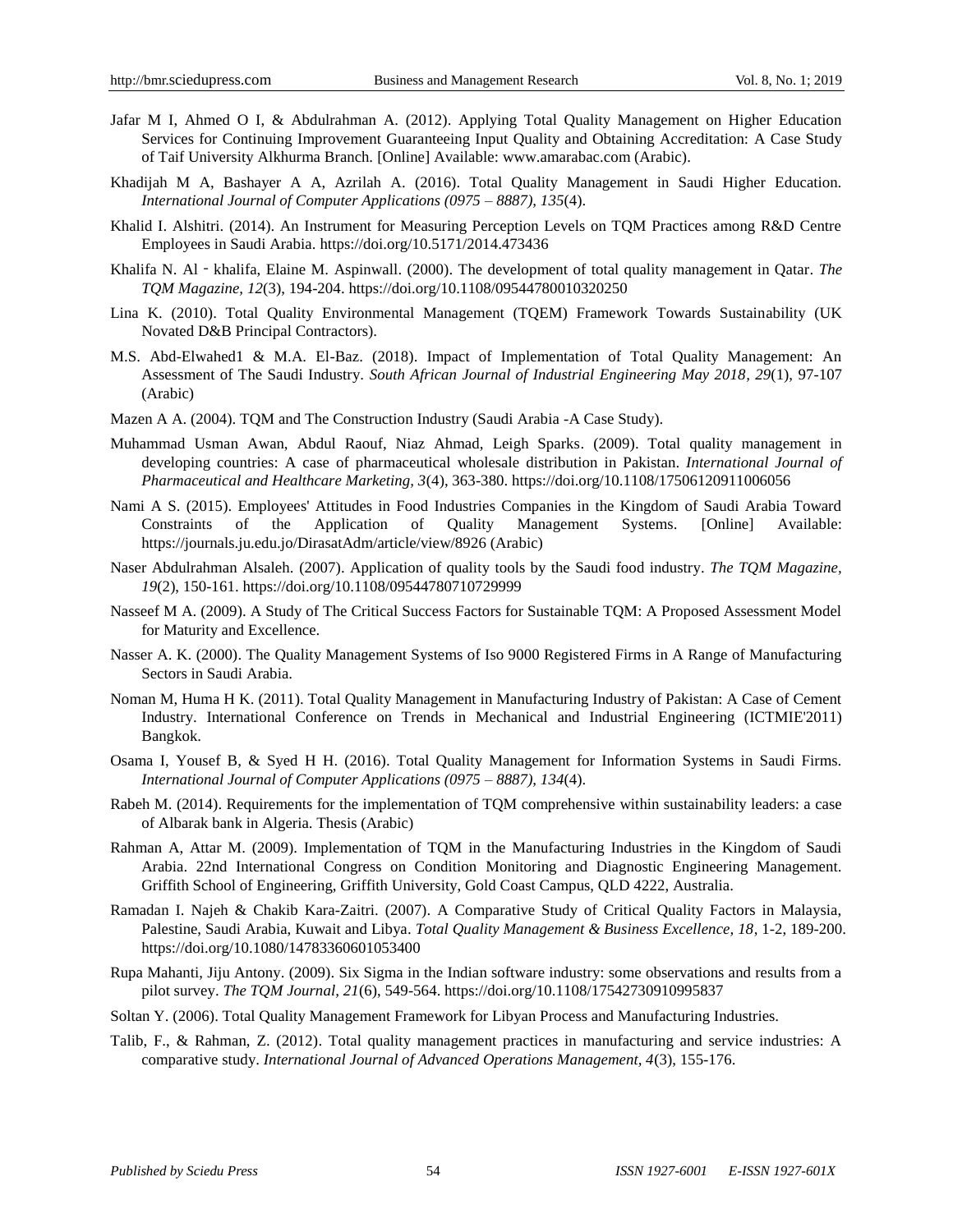Jafar M I, Ahmed O I, & Abdulrahman A. (2012). Applying Total Quality Management on Higher Education Services for Continuing Improvement Guaranteeing Input Quality and Obtaining Accreditation: A Case Study of Taif University Alkhurma Branch. [Online] Available: www.amarabac.com (Arabic).

Khadijah M A, Bashayer A A, Azrilah A. (2016). Total Quality Management in Saudi Higher Education. *International Journal of Computer Applications (0975 – 8887), 135*(4).

Khalid I. Alshitri. (2014). An Instrument for Measuring Perception Levels on TQM Practices among R&D Centre Employees in Saudi Arabia. https://doi.org/10.5171/2014.473436

Khalifa N. Al‐khalifa, Elaine M. Aspinwall. (2000). The development of total quality management in Qatar. *The TQM Magazine, 12*(3), 194-204. https://doi.org/10.1108/09544780010320250

Lina K. (2010). Total Quality Environmental Management (TQEM) Framework Towards Sustainability (UK Novated D&B Principal Contractors).

M.S. Abd-Elwahed1 & M.A. El-Baz. (2018). Impact of Implementation of Total Quality Management: An Assessment of The Saudi Industry. *South African Journal of Industrial Engineering May 2018, 29*(1), 97-107 (Arabic)

Mazen A A. (2004). TQM and The Construction Industry (Saudi Arabia -A Case Study).

Muhammad Usman Awan, Abdul Raouf, Niaz Ahmad, Leigh Sparks. (2009). Total quality management in developing countries: A case of pharmaceutical wholesale distribution in Pakistan. *International Journal of Pharmaceutical and Healthcare Marketing, 3*(4), 363-380. https://doi.org/10.1108/17506120911006056

Nami A S. (2015). Employees' Attitudes in Food Industries Companies in the Kingdom of Saudi Arabia Toward Constraints of the Application of Quality Management Systems. [Online] Available: https://journals.ju.edu.jo/DirasatAdm/article/view/8926 (Arabic)

Naser Abdulrahman Alsaleh. (2007). Application of quality tools by the Saudi food industry. *The TQM Magazine, 19*(2), 150-161. https://doi.org/10.1108/09544780710729999

Nasseef M A. (2009). A Study of The Critical Success Factors for Sustainable TQM: A Proposed Assessment Model for Maturity and Excellence.

Nasser A. K. (2000). The Quality Management Systems of Iso 9000 Registered Firms in A Range of Manufacturing Sectors in Saudi Arabia.

Noman M, Huma H K. (2011). Total Quality Management in Manufacturing Industry of Pakistan: A Case of Cement Industry. International Conference on Trends in Mechanical and Industrial Engineering (ICTMIE'2011) Bangkok.

Osama I, Yousef B, & Syed H H. (2016). Total Quality Management for Information Systems in Saudi Firms. *International Journal of Computer Applications (0975 – 8887), 134*(4).

Rabeh M. (2014). Requirements for the implementation of TQM comprehensive within sustainability leaders: a case of Albarak bank in Algeria. Thesis (Arabic)

Rahman A, Attar M. (2009). Implementation of TQM in the Manufacturing Industries in the Kingdom of Saudi Arabia. 22nd International Congress on Condition Monitoring and Diagnostic Engineering Management. Griffith School of Engineering, Griffith University, Gold Coast Campus, QLD 4222, Australia.

Ramadan I. Najeh & Chakib Kara-Zaitri. (2007). A Comparative Study of Critical Quality Factors in Malaysia, Palestine, Saudi Arabia, Kuwait and Libya. *Total Quality Management & Business Excellence, 18*, 1-2, 189-200. https://doi.org/10.1080/14783360601053400

Rupa Mahanti, Jiju Antony. (2009). Six Sigma in the Indian software industry: some observations and results from a pilot survey. *The TQM Journal, 21*(6), 549-564. https://doi.org/10.1108/17542730910995837

Soltan Y. (2006). Total Quality Management Framework for Libyan Process and Manufacturing Industries.

Talib, F., & Rahman, Z. (2012). Total quality management practices in manufacturing and service industries: A comparative study. *International Journal of Advanced Operations Management, 4*(3), 155-176.